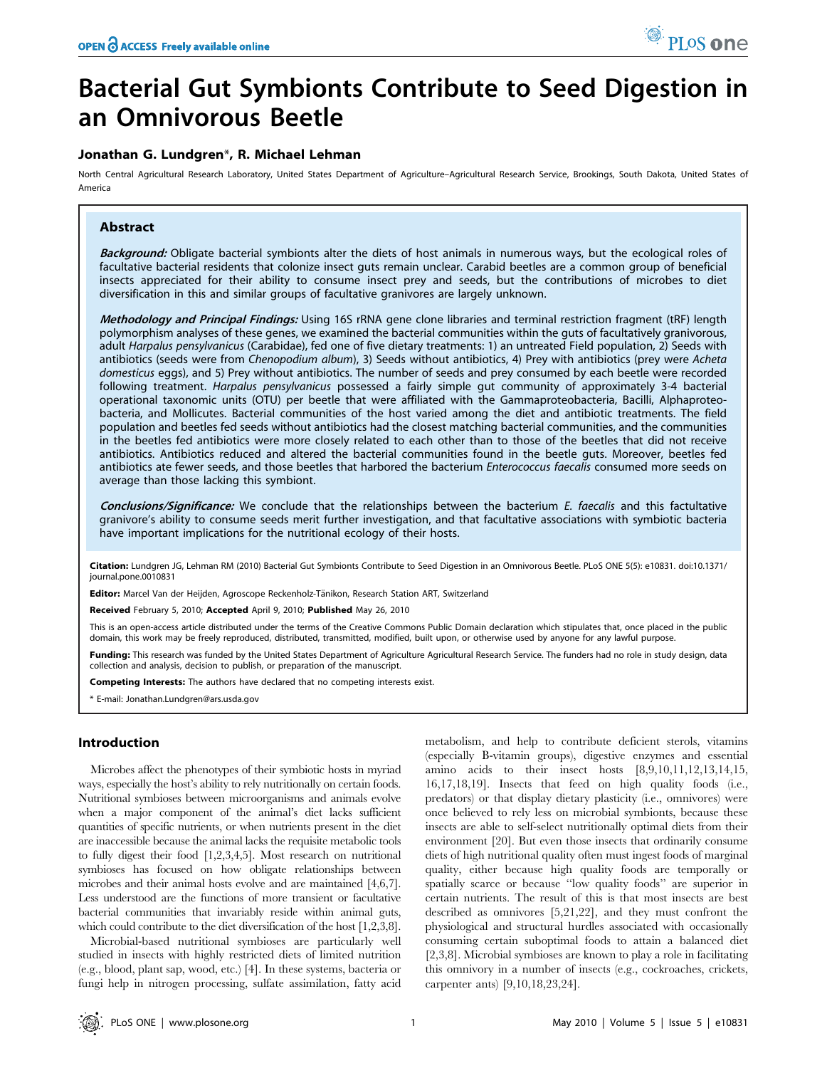# Bacterial Gut Symbionts Contribute to Seed Digestion in an Omnivorous Beetle

**Jonathan G. Lundgren*, R. Michael Lehman**

North Central Agricultural Research Laboratory, United States Department of Agriculture–Agricultural Research Service, Brookings, South Dakota, United States of America

## Abstract

***Background:*** Obligate bacterial symbionts alter the diets of host animals in numerous ways, but the ecological roles of facultative bacterial residents that colonize insect guts remain unclear. Carabid beetles are a common group of beneficial insects appreciated for their ability to consume insect prey and seeds, but the contributions of microbes to diet diversification in this and similar groups of facultative granivores are largely unknown.

***Methodology and Principal Findings:*** Using 16S rRNA gene clone libraries and terminal restriction fragment (tRF) length polymorphism analyses of these genes, we examined the bacterial communities within the guts of facultatively granivorous, adult *Harpalus pensylvanicus* (Carabidae), fed one of five dietary treatments: 1) an untreated Field population, 2) Seeds with antibiotics (seeds were from *Chenopodium album*), 3) Seeds without antibiotics, 4) Prey with antibiotics (prey were *Acheta domesticus* eggs), and 5) Prey without antibiotics. The number of seeds and prey consumed by each beetle were recorded following treatment. *Harpalus pensylvanicus* possessed a fairly simple gut community of approximately 3-4 bacterial operational taxonomic units (OTU) per beetle that were affiliated with the Gammaproteobacteria, Bacilli, Alphaproteobacteria, and Mollicutes. Bacterial communities of the host varied among the diet and antibiotic treatments. The field population and beetles fed seeds without antibiotics had the closest matching bacterial communities, and the communities in the beetles fed antibiotics were more closely related to each other than to those of the beetles that did not receive antibiotics. Antibiotics reduced and altered the bacterial communities found in the beetle guts. Moreover, beetles fed antibiotics ate fewer seeds, and those beetles that harbored the bacterium *Enterococcus faecalis* consumed more seeds on average than those lacking this symbiont.

***Conclusions/Significance:*** We conclude that the relationships between the bacterium *E. faecalis* and this factultative granivore's ability to consume seeds merit further investigation, and that facultative associations with symbiotic bacteria have important implications for the nutritional ecology of their hosts.

**Citation:** Lundgren JG, Lehman RM (2010) Bacterial Gut Symbionts Contribute to Seed Digestion in an Omnivorous Beetle. PLoS ONE 5(5): e10831. doi:10.1371/journal.pone.0010831

**Editor:** Marcel Van der Heijden, Agroscope Reckenholz-Tänikon, Research Station ART, Switzerland

**Received** February 5, 2010; **Accepted** April 9, 2010; **Published** May 26, 2010

This is an open-access article distributed under the terms of the Creative Commons Public Domain declaration which stipulates that, once placed in the public domain, this work may be freely reproduced, distributed, transmitted, modified, built upon, or otherwise used by anyone for any lawful purpose.

**Funding:** This research was funded by the United States Department of Agriculture Agricultural Research Service. The funders had no role in study design, data collection and analysis, decision to publish, or preparation of the manuscript.

**Competing Interests:** The authors have declared that no competing interests exist.

\* E-mail: Jonathan.Lundgren@ars.usda.gov

## Introduction

Microbes affect the phenotypes of their symbiotic hosts in myriad ways, especially the host's ability to rely nutritionally on certain foods. Nutritional symbioses between microorganisms and animals evolve when a major component of the animal's diet lacks sufficient quantities of specific nutrients, or when nutrients present in the diet are inaccessible because the animal lacks the requisite metabolic tools to fully digest their food [1,2,3,4,5]. Most research on nutritional symbioses has focused on how obligate relationships between microbes and their animal hosts evolve and are maintained [4,6,7]. Less understood are the functions of more transient or facultative bacterial communities that invariably reside within animal guts, which could contribute to the diet diversification of the host [1,2,3,8].

Microbial-based nutritional symbioses are particularly well studied in insects with highly restricted diets of limited nutrition (e.g., blood, plant sap, wood, etc.) [4]. In these systems, bacteria or fungi help in nitrogen processing, sulfate assimilation, fatty acid metabolism, and help to contribute deficient sterols, vitamins (especially B-vitamin groups), digestive enzymes and essential amino acids to their insect hosts [8,9,10,11,12,13,14,15,16,17,18,19]. Insects that feed on high quality foods (i.e., predators) or that display dietary plasticity (i.e., omnivores) were once believed to rely less on microbial symbionts, because these insects are able to self-select nutritionally optimal diets from their environment [20]. But even those insects that ordinarily consume diets of high nutritional quality often must ingest foods of marginal quality, either because high quality foods are temporally or spatially scarce or because "low quality foods" are superior in certain nutrients. The result of this is that most insects are best described as omnivores [5,21,22], and they must confront the physiological and structural hurdles associated with occasionally consuming certain suboptimal foods to attain a balanced diet [2,3,8]. Microbial symbioses are known to play a role in facilitating this omnivory in a number of insects (e.g., cockroaches, crickets, carpenter ants) [9,10,18,23,24].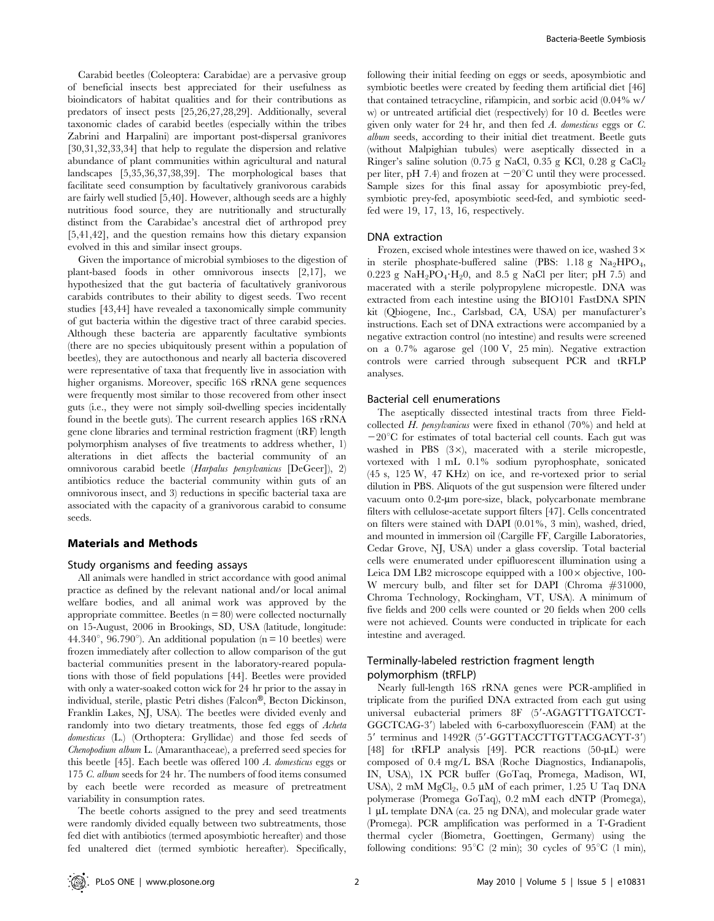Carabid beetles (Coleoptera: Carabidae) are a pervasive group of beneficial insects best appreciated for their usefulness as bioindicators of habitat qualities and for their contributions as predators of insect pests [25,26,27,28,29]. Additionally, several taxonomic clades of carabid beetles (especially within the tribes Zabrini and Harpalini) are important post-dispersal granivores [30,31,32,33,34] that help to regulate the dispersion and relative abundance of plant communities within agricultural and natural landscapes [5,35,36,37,38,39]. The morphological bases that facilitate seed consumption by facultatively granivorous carabids are fairly well studied [5,40]. However, although seeds are a highly nutritious food source, they are nutritionally and structurally distinct from the Carabidae's ancestral diet of arthropod prey [5,41,42], and the question remains how this dietary expansion evolved in this and similar insect groups.

Given the importance of microbial symbioses to the digestion of plant-based foods in other omnivorous insects [2,17], we hypothesized that the gut bacteria of facultatively granivorous carabids contributes to their ability to digest seeds. Two recent studies [43,44] have revealed a taxonomically simple community of gut bacteria within the digestive tract of three carabid species. Although these bacteria are apparently facultative symbionts (there are no species ubiquitously present within a population of beetles), they are autocthonous and nearly all bacteria discovered were representative of taxa that frequently live in association with higher organisms. Moreover, specific 16S rRNA gene sequences were frequently most similar to those recovered from other insect guts (i.e., they were not simply soil-dwelling species incidentally found in the beetle guts). The current research applies 16S rRNA gene clone libraries and terminal restriction fragment (tRF) length polymorphism analyses of five treatments to address whether, 1) alterations in diet affects the bacterial community of an omnivorous carabid beetle (*Harpalus pensylvanicus* [DeGeer]), 2) antibiotics reduce the bacterial community within guts of an omnivorous insect, and 3) reductions in specific bacterial taxa are associated with the capacity of a granivorous carabid to consume seeds.

## Materials and Methods

### Study organisms and feeding assays

All animals were handled in strict accordance with good animal practice as defined by the relevant national and/or local animal welfare bodies, and all animal work was approved by the appropriate committee. Beetles (n = 80) were collected nocturnally on 15-August, 2006 in Brookings, SD, USA (latitude, longitude: 44.340°, 96.790°). An additional population (n = 10 beetles) were frozen immediately after collection to allow comparison of the gut bacterial communities present in the laboratory-reared populations with those of field populations [44]. Beetles were provided with only a water-soaked cotton wick for 24 hr prior to the assay in individual, sterile, plastic Petri dishes (Falcon®, Becton Dickinson, Franklin Lakes, NJ, USA). The beetles were divided evenly and randomly into two dietary treatments, those fed eggs of *Acheta domesticus* (L.) (Orthoptera: Gryllidae) and those fed seeds of *Chenopodium album* L. (Amaranthaceae), a preferred seed species for this beetle [45]. Each beetle was offered 100 *A. domesticus* eggs or 175 *C. album* seeds for 24 hr. The numbers of food items consumed by each beetle were recorded as measure of pretreatment variability in consumption rates.

The beetle cohorts assigned to the prey and seed treatments were randomly divided equally between two subtreatments, those fed diet with antibiotics (termed aposymbiotic hereafter) and those fed unaltered diet (termed symbiotic hereafter). Specifically, following their initial feeding on eggs or seeds, aposymbiotic and symbiotic beetles were created by feeding them artificial diet [46] that contained tetracycline, rifampicin, and sorbic acid (0.04% w/w) or untreated artificial diet (respectively) for 10 d. Beetles were given only water for 24 hr, and then fed *A. domesticus* eggs or *C. album* seeds, according to their initial diet treatment. Beetle guts (without Malpighian tubules) were aseptically dissected in a Ringer's saline solution (0.75 g NaCl, 0.35 g KCl, 0.28 g $CaCl_2$ per liter, pH 7.4) and frozen at −20°C until they were processed. Sample sizes for this final assay for aposymbiotic prey-fed, symbiotic prey-fed, aposymbiotic seed-fed, and symbiotic seed-fed were 19, 17, 13, 16, respectively.

### DNA extraction

Frozen, excised whole intestines were thawed on ice, washed 3× in sterile phosphate-buffered saline (PBS: 1.18 g $Na_2HPO_4$, 0.223 g $NaH_2PO_4 \cdot H_20$, and 8.5 g NaCl per liter; pH 7.5) and macerated with a sterile polypropylene micropestle. DNA was extracted from each intestine using the BIO101 FastDNA SPIN kit (Qbiogene, Inc., Carlsbad, CA, USA) per manufacturer's instructions. Each set of DNA extractions were accompanied by a negative extraction control (no intestine) and results were screened on a 0.7% agarose gel (100 V, 25 min). Negative extraction controls were carried through subsequent PCR and tRFLP analyses.

### Bacterial cell enumerations

The aseptically dissected intestinal tracts from three Field-collected *H. pensylvanicus* were fixed in ethanol (70%) and held at −20°C for estimates of total bacterial cell counts. Each gut was washed in PBS (3×), macerated with a sterile micropestle, vortexed with 1 mL 0.1% sodium pyrophosphate, sonicated (45 s, 125 W, 47 KHz) on ice, and re-vortexed prior to serial dilution in PBS. Aliquots of the gut suspension were filtered under vacuum onto 0.2-µm pore-size, black, polycarbonate membrane filters with cellulose-acetate support filters [47]. Cells concentrated on filters were stained with DAPI (0.01%, 3 min), washed, dried, and mounted in immersion oil (Cargille FF, Cargille Laboratories, Cedar Grove, NJ, USA) under a glass coverslip. Total bacterial cells were enumerated under epifluorescent illumination using a Leica DM LB2 microscope equipped with a 100× objective, 100-W mercury bulb, and filter set for DAPI (Chroma #31000, Chroma Technology, Rockingham, VT, USA). A minimum of five fields and 200 cells were counted or 20 fields when 200 cells were not achieved. Counts were conducted in triplicate for each intestine and averaged.

### Terminally-labeled restriction fragment length polymorphism (tRFLP)

Nearly full-length 16S rRNA genes were PCR-amplified in triplicate from the purified DNA extracted from each gut using universal eubacterial primers 8F (5′-AGAGTTTGATCCT-GGCTCAG-3′) labeled with 6-carboxyfluorescein (FAM) at the 5′ terminus and 1492R (5′-GGTTACCTTGTTACGACYT-3′) [48] for tRFLP analysis [49]. PCR reactions (50-µL) were composed of 0.4 mg/L BSA (Roche Diagnostics, Indianapolis, IN, USA), 1X PCR buffer (GoTaq, Promega, Madison, WI, USA), 2 mM $MgCl_2$, 0.5 µM of each primer, 1.25 U Taq DNA polymerase (Promega GoTaq), 0.2 mM each dNTP (Promega), 1 µL template DNA (ca. 25 ng DNA), and molecular grade water (Promega). PCR amplification was performed in a T-Gradient thermal cycler (Biometra, Goettingen, Germany) using the following conditions: 95°C (2 min); 30 cycles of 95°C (1 min),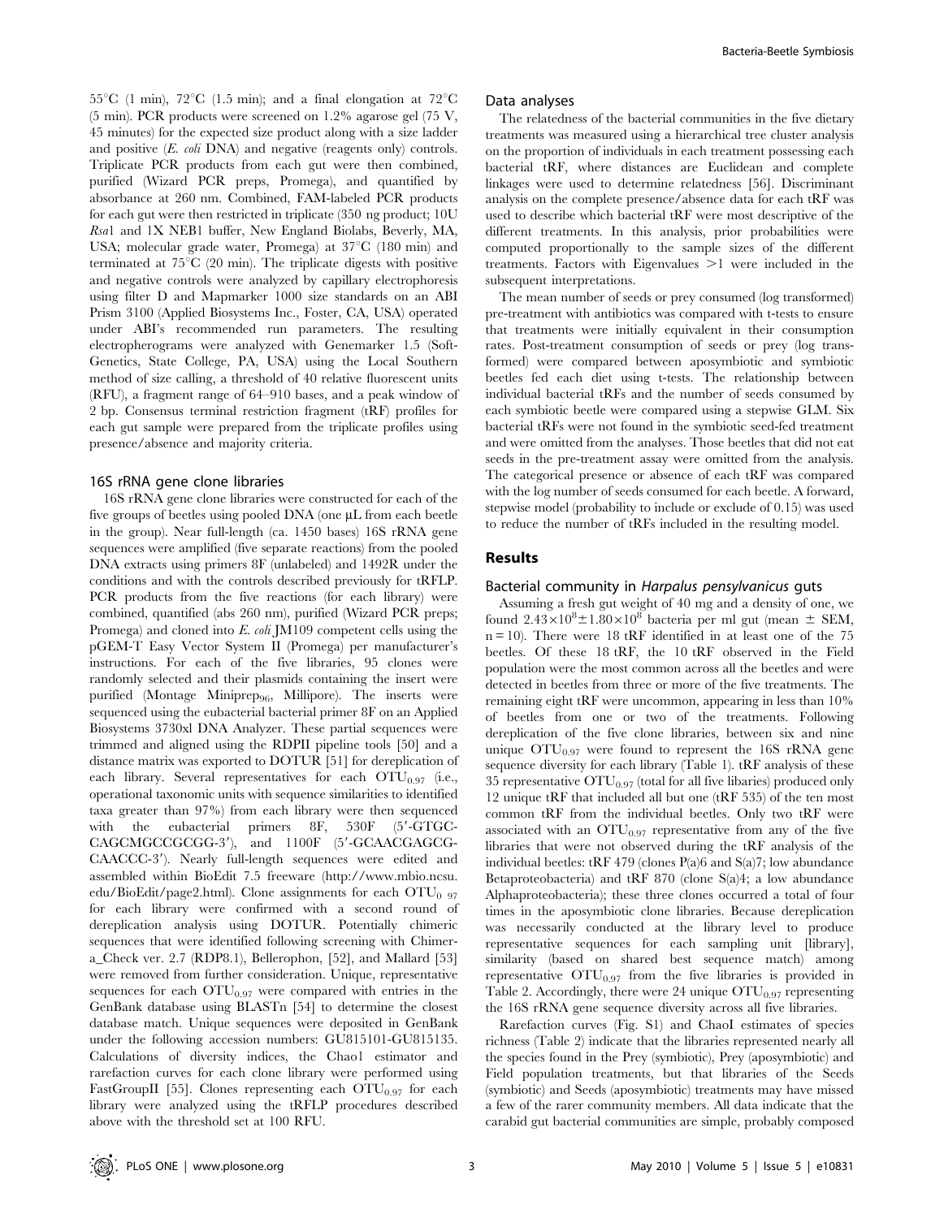55°C (1 min), 72°C (1.5 min); and a final elongation at 72°C (5 min). PCR products were screened on 1.2% agarose gel (75 V, 45 minutes) for the expected size product along with a size ladder and positive (*E. coli* DNA) and negative (reagents only) controls. Triplicate PCR products from each gut were then combined, purified (Wizard PCR preps, Promega), and quantified by absorbance at 260 nm. Combined, FAM-labeled PCR products for each gut were then restricted in triplicate (350 ng product; 10U *Rsa*1 and 1X NEB1 buffer, New England Biolabs, Beverly, MA, USA; molecular grade water, Promega) at 37°C (180 min) and terminated at 75°C (20 min). The triplicate digests with positive and negative controls were analyzed by capillary electrophoresis using filter D and Mapmarker 1000 size standards on an ABI Prism 3100 (Applied Biosystems Inc., Foster, CA, USA) operated under ABI's recommended run parameters. The resulting electropherograms were analyzed with Genemarker 1.5 (Soft-Genetics, State College, PA, USA) using the Local Southern method of size calling, a threshold of 40 relative fluorescent units (RFU), a fragment range of 64–910 bases, and a peak window of 2 bp. Consensus terminal restriction fragment (tRF) profiles for each gut sample were prepared from the triplicate profiles using presence/absence and majority criteria.

## 16S rRNA gene clone libraries

16S rRNA gene clone libraries were constructed for each of the five groups of beetles using pooled DNA (one µL from each beetle in the group). Near full-length (ca. 1450 bases) 16S rRNA gene sequences were amplified (five separate reactions) from the pooled DNA extracts using primers 8F (unlabeled) and 1492R under the conditions and with the controls described previously for tRFLP. PCR products from the five reactions (for each library) were combined, quantified (abs 260 nm), purified (Wizard PCR preps; Promega) and cloned into *E. coli* JM109 competent cells using the pGEM-T Easy Vector System II (Promega) per manufacturer's instructions. For each of the five libraries, 95 clones were randomly selected and their plasmids containing the insert were purified (Montage Miniprep$_{96}$, Millipore). The inserts were sequenced using the eubacterial bacterial primer 8F on an Applied Biosystems 3730xl DNA Analyzer. These partial sequences were trimmed and aligned using the RDPII pipeline tools [50] and a distance matrix was exported to DOTUR [51] for dereplication of each library. Several representatives for each $OTU_{0.97}$ (i.e., operational taxonomic units with sequence similarities to identified taxa greater than 97%) from each library were then sequenced with the eubacterial primers 8F, 530F (5′-GTGC-CAGCMGCCGCGG-3′), and 1100F (5′-GCAACGAGCG-CAACCC-3′). Nearly full-length sequences were edited and assembled within BioEdit 7.5 freeware (http://www.mbio.ncsu.edu/BioEdit/page2.html). Clone assignments for each $OTU_{0.97}$ for each library were confirmed with a second round of dereplication analysis using DOTUR. Potentially chimeric sequences that were identified following screening with Chimera_Check ver. 2.7 (RDP8.1), Bellerophon, [52], and Mallard [53] were removed from further consideration. Unique, representative sequences for each $OTU_{0.97}$ were compared with entries in the GenBank database using BLASTn [54] to determine the closest database match. Unique sequences were deposited in GenBank under the following accession numbers: GU815101-GU815135. Calculations of diversity indices, the Chao1 estimator and rarefaction curves for each clone library were performed using FastGroupII [55]. Clones representing each $OTU_{0.97}$ for each library were analyzed using the tRFLP procedures described above with the threshold set at 100 RFU.

## Data analyses

The relatedness of the bacterial communities in the five dietary treatments was measured using a hierarchical tree cluster analysis on the proportion of individuals in each treatment possessing each bacterial tRF, where distances are Euclidean and complete linkages were used to determine relatedness [56]. Discriminant analysis on the complete presence/absence data for each tRF was used to describe which bacterial tRF were most descriptive of the different treatments. In this analysis, prior probabilities were computed proportionally to the sample sizes of the different treatments. Factors with Eigenvalues >1 were included in the subsequent interpretations.

The mean number of seeds or prey consumed (log transformed) pre-treatment with antibiotics was compared with t-tests to ensure that treatments were initially equivalent in their consumption rates. Post-treatment consumption of seeds or prey (log transformed) were compared between aposymbiotic and symbiotic beetles fed each diet using t-tests. The relationship between individual bacterial tRFs and the number of seeds consumed by each symbiotic beetle were compared using a stepwise GLM. Six bacterial tRFs were not found in the symbiotic seed-fed treatment and were omitted from the analyses. Those beetles that did not eat seeds in the pre-treatment assay were omitted from the analysis. The categorical presence or absence of each tRF was compared with the log number of seeds consumed for each beetle. A forward, stepwise model (probability to include or exclude of 0.15) was used to reduce the number of tRFs included in the resulting model.

# Results

## Bacterial community in *Harpalus pensylvanicus* guts

Assuming a fresh gut weight of 40 mg and a density of one, we found $2.43\times10^{8}\pm1.80\times10^{8}$ bacteria per ml gut (mean ± SEM, n = 10). There were 18 tRF identified in at least one of the 75 beetles. Of these 18 tRF, the 10 tRF observed in the Field population were the most common across all the beetles and were detected in beetles from three or more of the five treatments. The remaining eight tRF were uncommon, appearing in less than 10% of beetles from one or two of the treatments. Following dereplication of the five clone libraries, between six and nine unique $OTU_{0.97}$ were found to represent the 16S rRNA gene sequence diversity for each library (Table 1). tRF analysis of these 35 representative $OTU_{0.97}$ (total for all five libaries) produced only 12 unique tRF that included all but one (tRF 535) of the ten most common tRF from the individual beetles. Only two tRF were associated with an $OTU_{0.97}$ representative from any of the five libraries that were not observed during the tRF analysis of the individual beetles: tRF 479 (clones P(a)6 and S(a)7; low abundance Betaproteobacteria) and tRF 870 (clone S(a)4; a low abundance Alphaproteobacteria); these three clones occurred a total of four times in the aposymbiotic clone libraries. Because dereplication was necessarily conducted at the library level to produce representative sequences for each sampling unit [library], similarity (based on shared best sequence match) among representative $OTU_{0.97}$ from the five libraries is provided in Table 2. Accordingly, there were 24 unique $OTU_{0.97}$ representing the 16S rRNA gene sequence diversity across all five libraries.

Rarefaction curves (Fig. S1) and ChaoI estimates of species richness (Table 2) indicate that the libraries represented nearly all the species found in the Prey (symbiotic), Prey (aposymbiotic) and Field population treatments, but that libraries of the Seeds (symbiotic) and Seeds (aposymbiotic) treatments may have missed a few of the rarer community members. All data indicate that the carabid gut bacterial communities are simple, probably composed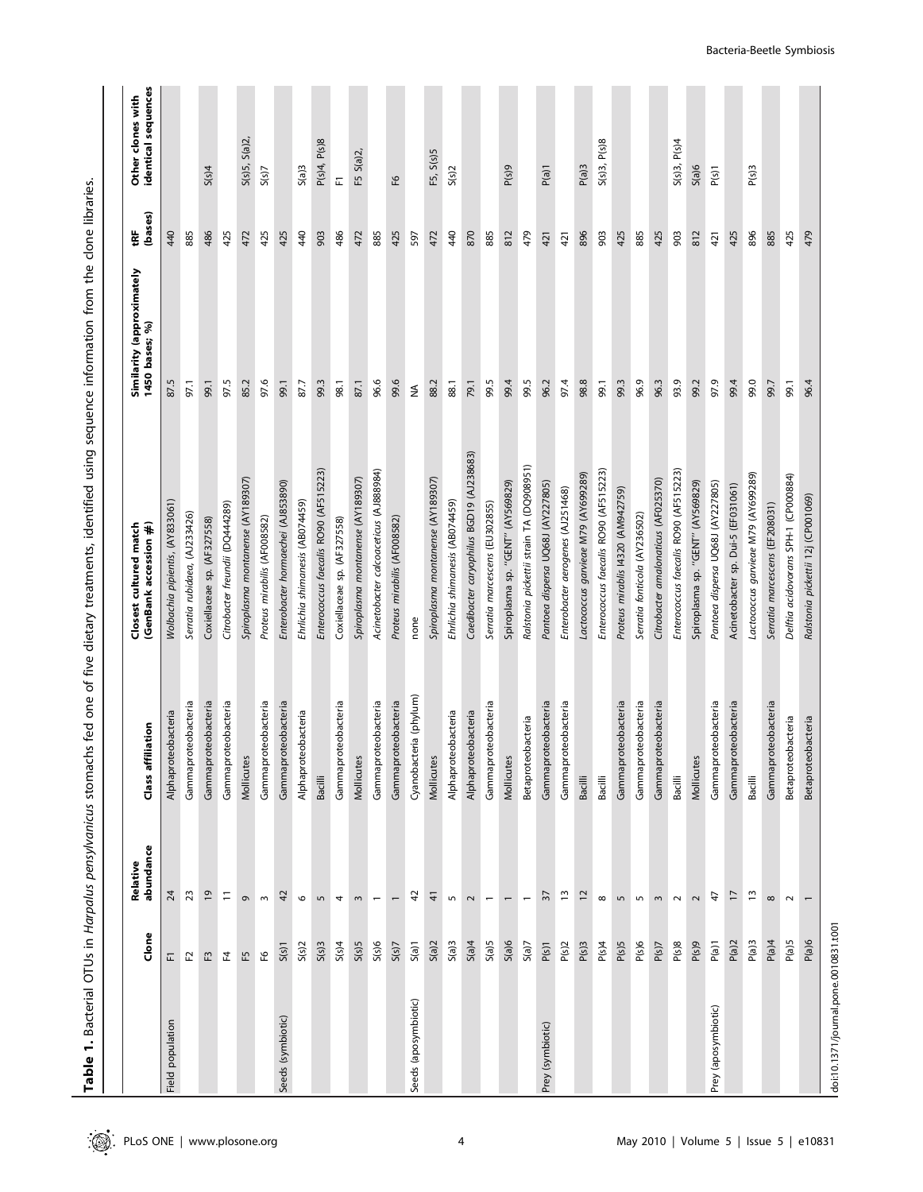**Table 1.** Bacterial OTUs in *Harpalus pensylvanicus* stomachs fed one of five dietary treatments, identified using sequence information from the clone libraries.

| | Clone | Relative abundance | Class affiliation | Closest cultured match (GenBank accession #) | Similarity (approximately 1450 bases; %) | tRF (bases) | Other clones with identical sequences |
|---|---|---|---|---|---|---|---|
| Field population | F1 | 24 | Alphaproteobacteria | *Wolbachia pipientis*, (AY833061) | 87.5 | 440 | |
| | F2 | 23 | Gammaproteobacteria | *Serratia rubidaea*, (AJ233426) | 97.1 | 885 | |
| | F3 | 19 | Gammaproteobacteria | Coxiellaceae sp. (AF327558) | 99.1 | 486 | S(s)4 |
| | F4 | 11 | Gammaproteobacteria | *Citrobacter freundii* (DQ444289) | 97.5 | 425 | |
| | F5 | 9 | Gammaproteobacteria | *Spiroplasma montanense* (AY189307) | 85.2 | 472 | S(s)5, S(a)2, |
| | F6 | 3 | Gammaproteobacteria | *Proteus mirabilis* (AF008582) | 97.6 | 425 | S(s)7 |
| Seeds (symbiotic) | S(s)1 | 42 | Gammaproteobacteria | *Enterobacter hormaechei* (AJ853890) | 99.1 | 425 | |
| | S(s)2 | 6 | Alphaproteobacteria | *Ehrlichia shimanesis* (AB074459) | 87.7 | 440 | S(a)3 |
| | S(s)3 | 5 | Bacilli | *Enterococcus faecalis* RO90 (AF515223) | 99.3 | 903 | P(s)4, P(s)8 |
| | S(s)4 | 4 | Gammaproteobacteria | Coxiellaceae sp. (AF327558) | 98.1 | 486 | F1 |
| | S(s)5 | 3 | Mollicutes | *Spiroplasma montanense* (AY189307) | 87.1 | 472 | F5 S(a)2, |
| | S(s)6 | 1 | Gammaproteobacteria | *Acinetobacter calcoaceticus* (AJ888984) | 96.6 | 885 | |
| | S(s)7 | 1 | Gammaproteobacteria | *Proteus mirabilis* (AF008582) | 99.6 | 425 | F6 |
| Seeds (aposymbiotic) | S(a)1 | 42 | Cyanobacteria (phylum) | none | NA | 597 | |
| | S(a)2 | 41 | Mollicutes | *Spiroplasma montanense* (AY189307) | 88.2 | 472 | F5, S(s)5 |
| | S(a)3 | 5 | Alphaproteobacteria | *Ehrlichia shimanesis* (AB074459) | 88.1 | 440 | S(s)2 |
| | S(a)4 | 2 | Alphaproteobacteria | *Caedibacter caryophilus* BGD19 (AJ238683) | 79.1 | 870 | |
| | S(a)5 | 1 | Gammaproteobacteria | *Serratia marcescens* (EU302855) | 99.5 | 885 | |
| | S(a)6 | 1 | Mollicutes | Spiroplasma sp. "GENT" (AY569829) | 99.4 | 812 | P(s)9 |
| | S(a)7 | 1 | Betaproteobacteria | *Ralstonia pickettii* strain TA (DQ908951) | 99.5 | 479 | |
| Prey (symbiotic) | P(s)1 | 37 | Gammaproteobacteria | *Pantoea dispersa* UQ68J (AY227805) | 96.2 | 421 | P(a)1 |
| | P(s)2 | 13 | Gammaproteobacteria | *Enterobacter aerogenes* (AJ251468) | 97.4 | 421 | |
| | P(s)3 | 12 | Bacilli | *Lactococcus garvieae* M79 (AY699289) | 98.8 | 896 | P(a)3 |
| | P(s)4 | 8 | Bacilli | *Enterococcus faecalis* RO90 (AF515223) | 99.1 | 903 | S(s)3, P(s)8 |
| | P(s)5 | 5 | Gammaproteobacteria | *Proteus mirabilis* I4320 (AM942759) | 99.3 | 425 | |
| | P(s)6 | 5 | Gammaproteobacteria | *Serratia fonticola* (AY236502) | 96.9 | 885 | |
| | P(s)7 | 3 | Gammaproteobacteria | *Citrobacter amalonaticus* (AF025370) | 96.3 | 425 | |
| | P(s)8 | 2 | Bacilli | *Enterococcus faecalis* RO90 (AF515223) | 93.9 | 903 | S(s)3, P(s)4 |
| | P(s)9 | 2 | Mollicutes | Spiroplasma sp. "GENT" (AY569829) | 99.2 | 812 | S(a)6 |
| Prey (aposymbiotic) | P(a)1 | 47 | Gammaproteobacteria | *Pantoea dispersa* UQ68J (AY227805) | 97.9 | 421 | P(s)1 |
| | P(a)2 | 17 | Gammaproteobacteria | Acinetobacter sp. Dui-5 (EF031061) | 99.4 | 425 | |
| | P(a)3 | 13 | Bacilli | *Lactococcus garvieae* M79 (AY699289) | 99.0 | 896 | P(s)3 |
| | P(a)4 | 8 | Gammaproteobacteria | *Serratia marcescens* (EF208031) | 99.7 | 885 | |
| | P(a)5 | 2 | Betaproteobacteria | *Delftia acidovorans* SPH-1 (CP000884) | 99.1 | 425 | |
| | P(a)6 | 1 | Betaproteobacteria | *Ralstonia pickettii* 12J (CP001069) | 96.4 | 479 | |

doi:10.1371/journal.pone.0010831.t001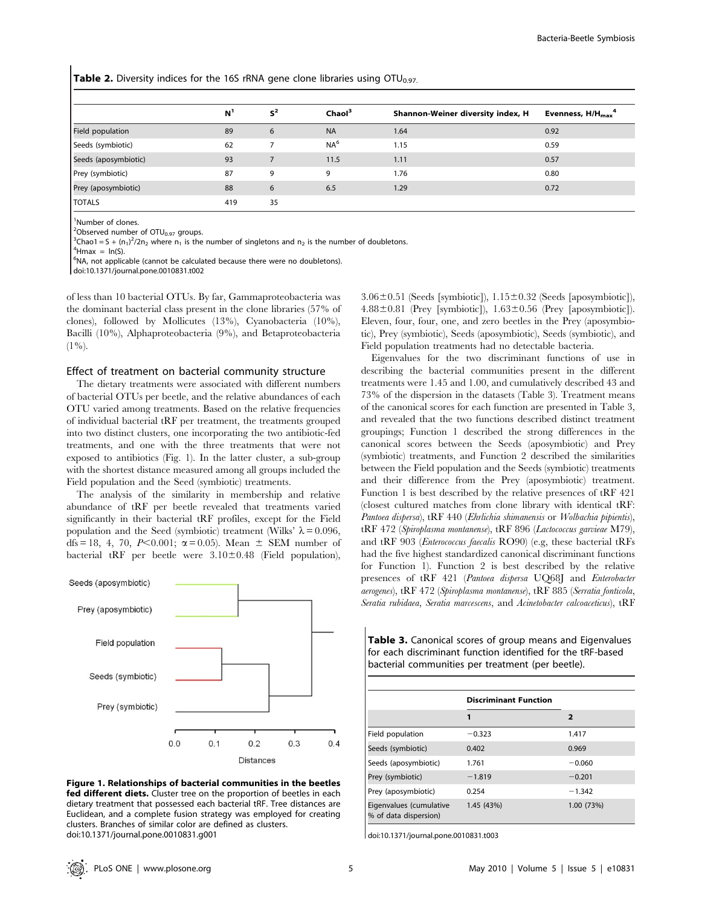**Table 2.** Diversity indices for the 16S rRNA gene clone libraries using $OTU_{0.97}$.

| | N[1] | S[2] | Chao1[3] | Shannon-Weiner diversity index, H | Evenness, $H/H_{max}$[4] |
|---|---|---|---|---|---|
| Field population | 89 | 6 | NA | 1.64 | 0.92 |
| Seeds (symbiotic) | 62 | 7 | NA[6] | 1.15 | 0.59 |
| Seeds (aposymbiotic) | 93 | 7 | 11.5 | 1.11 | 0.57 |
| Prey (symbiotic) | 87 | 9 | 9 | 1.76 | 0.80 |
| Prey (aposymbiotic) | 88 | 6 | 6.5 | 1.29 | 0.72 |
| TOTALS | 419 | 35 | | | |

[1]Number of clones.
[2]Observed number of $OTU_{0.97}$ groups.
[3]$Chao1 = S + (n_1)^2/2n_2$ where $n_1$ is the number of singletons and $n_2$ is the number of doubletons.
[4]$Hmax = \ln(S)$.
[6]NA, not applicable (cannot be calculated because there were no doubletons).
doi:10.1371/journal.pone.0010831.t002

of less than 10 bacterial OTUs. By far, Gammaproteobacteria was the dominant bacterial class present in the clone libraries (57% of clones), followed by Mollicutes (13%), Cyanobacteria (10%), Bacilli (10%), Alphaproteobacteria (9%), and Betaproteobacteria (1%).

## Effect of treatment on bacterial community structure

The dietary treatments were associated with different numbers of bacterial OTUs per beetle, and the relative abundances of each OTU varied among treatments. Based on the relative frequencies of individual bacterial tRF per treatment, the treatments grouped into two distinct clusters, one incorporating the two antibiotic-fed treatments, and one with the three treatments that were not exposed to antibiotics (Fig. 1). In the latter cluster, a sub-group with the shortest distance measured among all groups included the Field population and the Seed (symbiotic) treatments.

The analysis of the similarity in membership and relative abundance of tRF per beetle revealed that treatments varied significantly in their bacterial tRF profiles, except for the Field population and the Seed (symbiotic) treatment (Wilks' $\lambda = 0.096$, dfs = 18, 4, 70, $P<0.001$; $\alpha = 0.05$). Mean $\pm$ SEM number of bacterial tRF per beetle were $3.10\pm0.48$ (Field population), $3.06\pm0.51$ (Seeds [symbiotic]), $1.15\pm0.32$ (Seeds [aposymbiotic]), $4.88\pm0.81$ (Prey [symbiotic]), $1.63\pm0.56$ (Prey [aposymbiotic]). Eleven, four, four, one, and zero beetles in the Prey (aposymbiotic), Prey (symbiotic), Seeds (aposymbiotic), Seeds (symbiotic), and Field population treatments had no detectable bacteria.

Eigenvalues for the two discriminant functions of use in describing the bacterial communities present in the different treatments were 1.45 and 1.00, and cumulatively described 43 and 73% of the dispersion in the datasets (Table 3). Treatment means of the canonical scores for each function are presented in Table 3, and revealed that the two functions described distinct treatment groupings; Function 1 described the strong differences in the canonical scores between the Seeds (aposymbiotic) and Prey (symbiotic) treatments, and Function 2 described the similarities between the Field population and the Seeds (symbiotic) treatments and their difference from the Prey (aposymbiotic) treatment. Function 1 is best described by the relative presences of tRF 421 (closest cultured matches from clone library with identical tRF: *Pantoea dispersa*), tRF 440 (*Ehrlichia shimanensis* or *Wolbachia pipientis*), tRF 472 (*Spiroplasma montanense*), tRF 896 (*Lactococcus garvieae* M79), and tRF 903 (*Enterococcus faecalis* RO90) (e.g, these bacterial tRFs had the five highest standardized canonical discriminant functions for Function 1). Function 2 is best described by the relative presences of tRF 421 (*Pantoea dispersa* UQ68J and *Enterobacter aerogenes*), tRF 472 (*Spiroplasma montanense*), tRF 885 (*Serratia fonticola*, *Seratia rubidaea*, *Seratia marcescens*, and *Acinetobacter calcoaceticus*), tRF

**Figure 1. Relationships of bacterial communities in the beetles fed different diets.** Cluster tree on the proportion of beetles in each dietary treatment that possessed each bacterial tRF. Tree distances are Euclidean, and a complete fusion strategy was employed for creating clusters. Branches of similar color are defined as clusters.
doi:10.1371/journal.pone.0010831.g001

**Table 3.** Canonical scores of group means and Eigenvalues for each discriminant function identified for the tRF-based bacterial communities per treatment (per beetle).

| | Discriminant Function | |
|---|---|---|
| | 1 | 2 |
| Field population | −0.323 | 1.417 |
| Seeds (symbiotic) | 0.402 | 0.969 |
| Seeds (aposymbiotic) | 1.761 | −0.060 |
| Prey (symbiotic) | −1.819 | −0.201 |
| Prey (aposymbiotic) | 0.254 | −1.342 |
| Eigenvalues (cumulative % of data dispersion) | 1.45 (43%) | 1.00 (73%) |

doi:10.1371/journal.pone.0010831.t003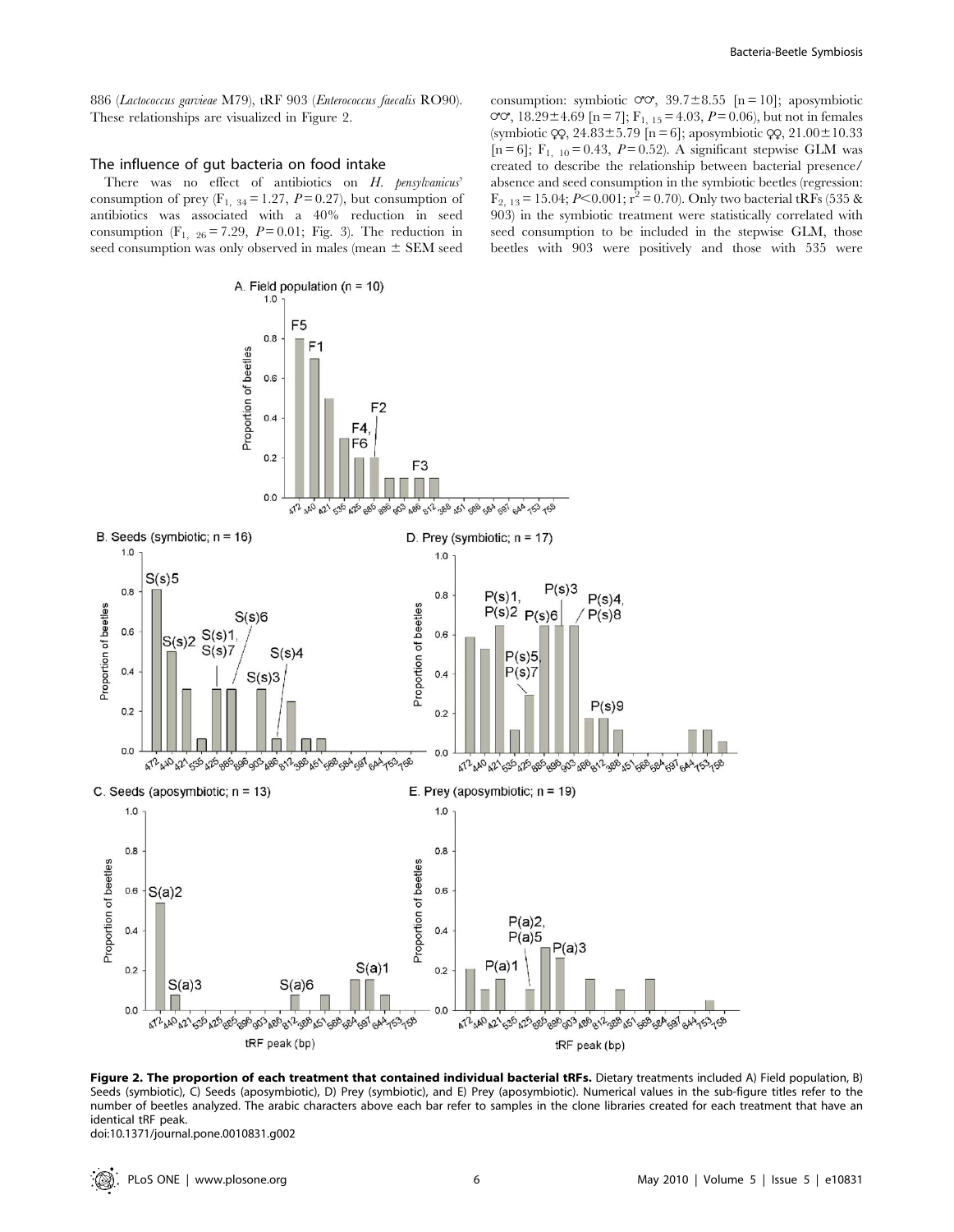886 (*Lactococcus garvieae* M79), tRF 903 (*Enterococcus faecalis* RO90). These relationships are visualized in Figure 2.

## The influence of gut bacteria on food intake

There was no effect of antibiotics on *H. pensylvanicus*' consumption of prey ($F_{1,\ 34} = 1.27$, $P = 0.27$), but consumption of antibiotics was associated with a 40% reduction in seed consumption ($F_{1,\ 26} = 7.29$, $P = 0.01$; Fig. 3). The reduction in seed consumption was only observed in males (mean ± SEM seed consumption: symbiotic ♂♂, 39.7±8.55 [n = 10]; aposymbiotic ♂♂, 18.29±4.69 [n = 7]; $F_{1,\ 15} = 4.03$, $P = 0.06$), but not in females (symbiotic ♀♀, 24.83±5.79 [n = 6]; aposymbiotic ♀♀, 21.00±10.33 [n = 6]; $F_{1,\ 10} = 0.43$, $P = 0.52$). A significant stepwise GLM was created to describe the relationship between bacterial presence/absence and seed consumption in the symbiotic beetles (regression: $F_{2,\ 13} = 15.04$; $P < 0.001$; $r^2 = 0.70$). Only two bacterial tRFs (535 & 903) in the symbiotic treatment were statistically correlated with seed consumption to be included in the stepwise GLM, those beetles with 903 were positively and those with 535 were

**Figure 2. The proportion of each treatment that contained individual bacterial tRFs.** Dietary treatments included A) Field population, B) Seeds (symbiotic), C) Seeds (aposymbiotic), D) Prey (symbiotic), and E) Prey (aposymbiotic). Numerical values in the sub-figure titles refer to the number of beetles analyzed. The arabic characters above each bar refer to samples in the clone libraries created for each treatment that have an identical tRF peak.
doi:10.1371/journal.pone.0010831.g002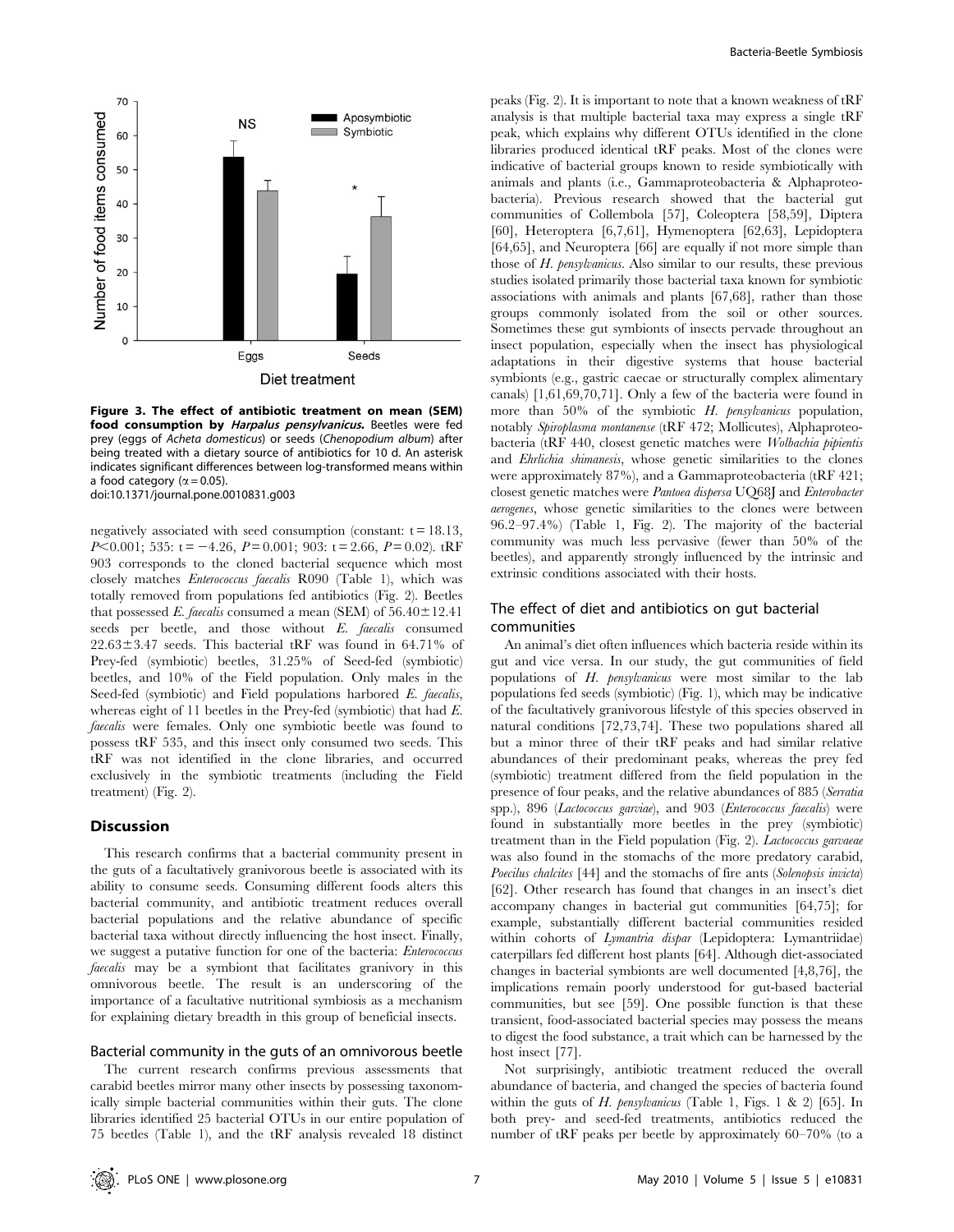Figure 3. The effect of antibiotic treatment on mean (SEM) food consumption by *Harpalus pensylvanicus*. Beetles were fed prey (eggs of *Acheta domesticus*) or seeds (*Chenopodium album*) after being treated with a dietary source of antibiotics for 10 d. An asterisk indicates significant differences between log-transformed means within a food category ($\alpha = 0.05$).
doi:10.1371/journal.pone.0010831.g003

negatively associated with seed consumption (constant: $t = 18.13$, $P < 0.001$; 535: $t = -4.26$, $P = 0.001$; 903: $t = 2.66$, $P = 0.02$). tRF 903 corresponds to the cloned bacterial sequence which most closely matches *Enterococcus faecalis* R090 (Table 1), which was totally removed from populations fed antibiotics (Fig. 2). Beetles that possessed *E. faecalis* consumed a mean (SEM) of $56.40 \pm 12.41$ seeds per beetle, and those without *E. faecalis* consumed $22.63 \pm 3.47$ seeds. This bacterial tRF was found in 64.71% of Prey-fed (symbiotic) beetles, 31.25% of Seed-fed (symbiotic) beetles, and 10% of the Field population. Only males in the Seed-fed (symbiotic) and Field populations harbored *E. faecalis*, whereas eight of 11 beetles in the Prey-fed (symbiotic) that had *E. faecalis* were females. Only one symbiotic beetle was found to possess tRF 535, and this insect only consumed two seeds. This tRF was not identified in the clone libraries, and occurred exclusively in the symbiotic treatments (including the Field treatment) (Fig. 2).

## Discussion

This research confirms that a bacterial community present in the guts of a facultatively granivorous beetle is associated with its ability to consume seeds. Consuming different foods alters this bacterial community, and antibiotic treatment reduces overall bacterial populations and the relative abundance of specific bacterial taxa without directly influencing the host insect. Finally, we suggest a putative function for one of the bacteria: *Enterococcus faecalis* may be a symbiont that facilitates granivory in this omnivorous beetle. The result is an underscoring of the importance of a facultative nutritional symbiosis as a mechanism for explaining dietary breadth in this group of beneficial insects.

### Bacterial community in the guts of an omnivorous beetle

The current research confirms previous assessments that carabid beetles mirror many other insects by possessing taxonomically simple bacterial communities within their guts. The clone libraries identified 25 bacterial OTUs in our entire population of 75 beetles (Table 1), and the tRF analysis revealed 18 distinct peaks (Fig. 2). It is important to note that a known weakness of tRF analysis is that multiple bacterial taxa may express a single tRF peak, which explains why different OTUs identified in the clone libraries produced identical tRF peaks. Most of the clones were indicative of bacterial groups known to reside symbiotically with animals and plants (i.e., Gammaproteobacteria & Alphaproteobacteria). Previous research showed that the bacterial gut communities of Collembola [57], Coleoptera [58,59], Diptera [60], Heteroptera [6,7,61], Hymenoptera [62,63], Lepidoptera [64,65], and Neuroptera [66] are equally if not more simple than those of *H. pensylvanicus*. Also similar to our results, these previous studies isolated primarily those bacterial taxa known for symbiotic associations with animals and plants [67,68], rather than those groups commonly isolated from the soil or other sources. Sometimes these gut symbionts of insects pervade throughout an insect population, especially when the insect has physiological adaptations in their digestive systems that house bacterial symbionts (e.g., gastric caecae or structurally complex alimentary canals) [1,61,69,70,71]. Only a few of the bacteria were found in more than 50% of the symbiotic *H. pensylvanicus* population, notably *Spiroplasma montanense* (tRF 472; Mollicutes), Alphaproteobacteria (tRF 440, closest genetic matches were *Wolbachia pipientis* and *Ehrlichia shimanesis*, whose genetic similarities to the clones were approximately 87%), and a Gammaproteobacteria (tRF 421; closest genetic matches were *Pantoea dispersa* UQ68J and *Enterobacter aerogenes*, whose genetic similarities to the clones were between 96.2–97.4%) (Table 1, Fig. 2). The majority of the bacterial community was much less pervasive (fewer than 50% of the beetles), and apparently strongly influenced by the intrinsic and extrinsic conditions associated with their hosts.

### The effect of diet and antibiotics on gut bacterial communities

An animal's diet often influences which bacteria reside within its gut and vice versa. In our study, the gut communities of field populations of *H. pensylvanicus* were most similar to the lab populations fed seeds (symbiotic) (Fig. 1), which may be indicative of the facultatively granivorous lifestyle of this species observed in natural conditions [72,73,74]. These two populations shared all but a minor three of their tRF peaks and had similar relative abundances of their predominant peaks, whereas the prey fed (symbiotic) treatment differed from the field population in the presence of four peaks, and the relative abundances of 885 (*Serratia* spp.), 896 (*Lactococcus garviae*), and 903 (*Enterococcus faecalis*) were found in substantially more beetles in the prey (symbiotic) treatment than in the Field population (Fig. 2). *Lactococcus garvaeae* was also found in the stomachs of the more predatory carabid, *Poecilus chalcites* [44] and the stomachs of fire ants (*Solenopsis invicta*) [62]. Other research has found that changes in an insect's diet accompany changes in bacterial gut communities [64,75]; for example, substantially different bacterial communities resided within cohorts of *Lymantria dispar* (Lepidoptera: Lymantriidae) caterpillars fed different host plants [64]. Although diet-associated changes in bacterial symbionts are well documented [4,8,76], the implications remain poorly understood for gut-based bacterial communities, but see [59]. One possible function is that these transient, food-associated bacterial species may possess the means to digest the food substance, a trait which can be harnessed by the host insect [77].

Not surprisingly, antibiotic treatment reduced the overall abundance of bacteria, and changed the species of bacteria found within the guts of *H. pensylvanicus* (Table 1, Figs. 1 & 2) [65]. In both prey- and seed-fed treatments, antibiotics reduced the number of tRF peaks per beetle by approximately 60–70% (to a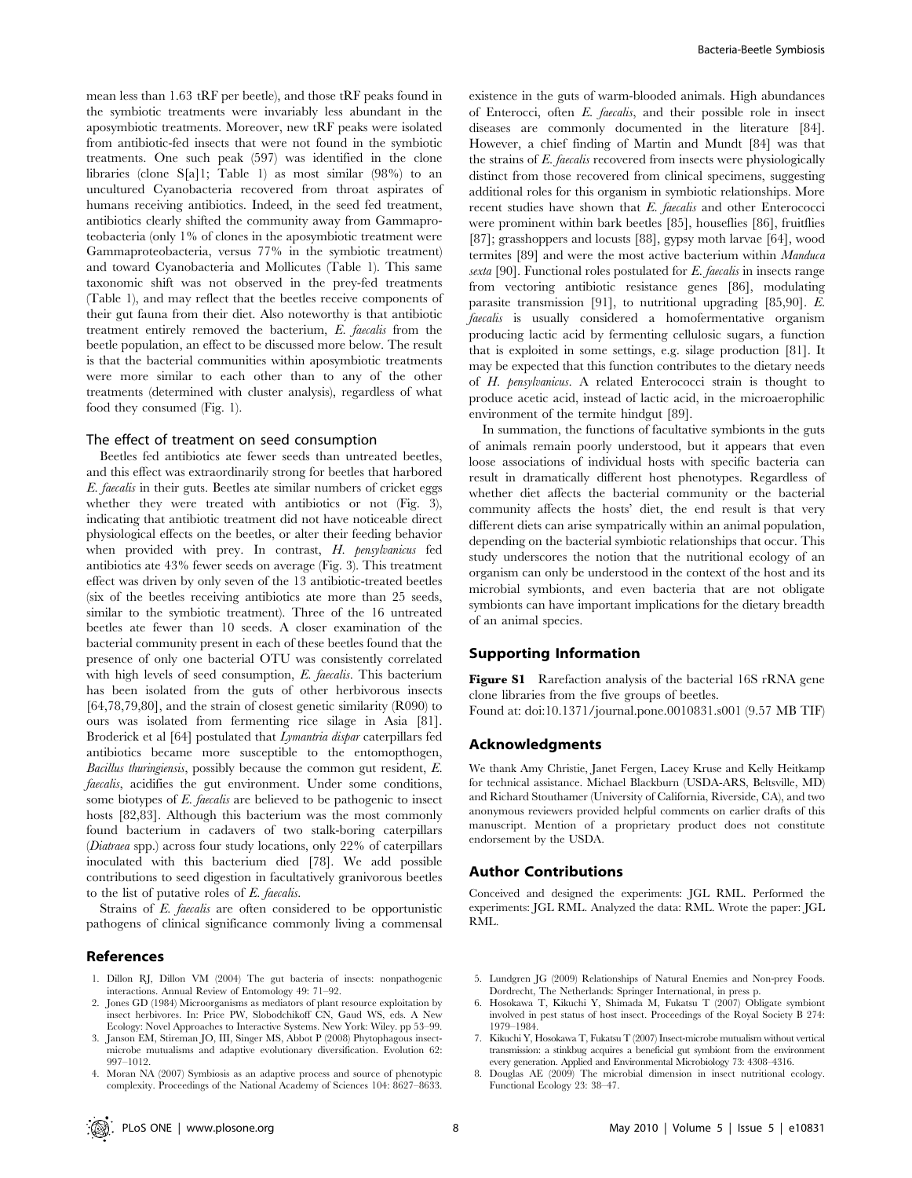mean less than 1.63 tRF per beetle), and those tRF peaks found in the symbiotic treatments were invariably less abundant in the aposymbiotic treatments. Moreover, new tRF peaks were isolated from antibiotic-fed insects that were not found in the symbiotic treatments. One such peak (597) was identified in the clone libraries (clone S[a]1; Table 1) as most similar (98%) to an uncultured Cyanobacteria recovered from throat aspirates of humans receiving antibiotics. Indeed, in the seed fed treatment, antibiotics clearly shifted the community away from Gammaproteobacteria (only 1% of clones in the aposymbiotic treatment were Gammaproteobacteria, versus 77% in the symbiotic treatment) and toward Cyanobacteria and Mollicutes (Table 1). This same taxonomic shift was not observed in the prey-fed treatments (Table 1), and may reflect that the beetles receive components of their gut fauna from their diet. Also noteworthy is that antibiotic treatment entirely removed the bacterium, *E. faecalis* from the beetle population, an effect to be discussed more below. The result is that the bacterial communities within aposymbiotic treatments were more similar to each other than to any of the other treatments (determined with cluster analysis), regardless of what food they consumed (Fig. 1).

### The effect of treatment on seed consumption

Beetles fed antibiotics ate fewer seeds than untreated beetles, and this effect was extraordinarily strong for beetles that harbored *E. faecalis* in their guts. Beetles ate similar numbers of cricket eggs whether they were treated with antibiotics or not (Fig. 3), indicating that antibiotic treatment did not have noticeable direct physiological effects on the beetles, or alter their feeding behavior when provided with prey. In contrast, *H. pensylvanicus* fed antibiotics ate 43% fewer seeds on average (Fig. 3). This treatment effect was driven by only seven of the 13 antibiotic-treated beetles (six of the beetles receiving antibiotics ate more than 25 seeds, similar to the symbiotic treatment). Three of the 16 untreated beetles ate fewer than 10 seeds. A closer examination of the bacterial community present in each of these beetles found that the presence of only one bacterial OTU was consistently correlated with high levels of seed consumption, *E. faecalis*. This bacterium has been isolated from the guts of other herbivorous insects [64,78,79,80], and the strain of closest genetic similarity (R090) to ours was isolated from fermenting rice silage in Asia [81]. Broderick et al [64] postulated that *Lymantria dispar* caterpillars fed antibiotics became more susceptible to the entomopthogen, *Bacillus thuringiensis*, possibly because the common gut resident, *E. faecalis*, acidifies the gut environment. Under some conditions, some biotypes of *E. faecalis* are believed to be pathogenic to insect hosts [82,83]. Although this bacterium was the most commonly found bacterium in cadavers of two stalk-boring caterpillars (*Diatraea* spp.) across four study locations, only 22% of caterpillars inoculated with this bacterium died [78]. We add possible contributions to seed digestion in facultatively granivorous beetles to the list of putative roles of *E. faecalis*.

Strains of *E. faecalis* are often considered to be opportunistic pathogens of clinical significance commonly living a commensal existence in the guts of warm-blooded animals. High abundances of Enterocci, often *E. faecalis*, and their possible role in insect diseases are commonly documented in the literature [84]. However, a chief finding of Martin and Mundt [84] was that the strains of *E. faecalis* recovered from insects were physiologically distinct from those recovered from clinical specimens, suggesting additional roles for this organism in symbiotic relationships. More recent studies have shown that *E. faecalis* and other Enterococci were prominent within bark beetles [85], houseflies [86], fruitflies [87]; grasshoppers and locusts [88], gypsy moth larvae [64], wood termites [89] and were the most active bacterium within *Manduca sexta* [90]. Functional roles postulated for *E. faecalis* in insects range from vectoring antibiotic resistance genes [86], modulating parasite transmission [91], to nutritional upgrading [85,90]. *E. faecalis* is usually considered a homofermentative organism producing lactic acid by fermenting cellulosic sugars, a function that is exploited in some settings, e.g. silage production [81]. It may be expected that this function contributes to the dietary needs of *H. pensylvanicus*. A related Enterococci strain is thought to produce acetic acid, instead of lactic acid, in the microaerophilic environment of the termite hindgut [89].

In summation, the functions of facultative symbionts in the guts of animals remain poorly understood, but it appears that even loose associations of individual hosts with specific bacteria can result in dramatically different host phenotypes. Regardless of whether diet affects the bacterial community or the bacterial community affects the hosts' diet, the end result is that very different diets can arise sympatrically within an animal population, depending on the bacterial symbiotic relationships that occur. This study underscores the notion that the nutritional ecology of an organism can only be understood in the context of the host and its microbial symbionts, and even bacteria that are not obligate symbionts can have important implications for the dietary breadth of an animal species.

## Supporting Information

**Figure S1** Rarefaction analysis of the bacterial 16S rRNA gene clone libraries from the five groups of beetles.
Found at: doi:10.1371/journal.pone.0010831.s001 (9.57 MB TIF)

## Acknowledgments

We thank Amy Christie, Janet Fergen, Lacey Kruse and Kelly Heitkamp for technical assistance. Michael Blackburn (USDA-ARS, Beltsville, MD) and Richard Stouthamer (University of California, Riverside, CA), and two anonymous reviewers provided helpful comments on earlier drafts of this manuscript. Mention of a proprietary product does not constitute endorsement by the USDA.

## Author Contributions

Conceived and designed the experiments: JGL RML. Performed the experiments: JGL RML. Analyzed the data: RML. Wrote the paper: JGL RML.

## References

1. Dillon RJ, Dillon VM (2004) The gut bacteria of insects: nonpathogenic interactions. Annual Review of Entomology 49: 71–92.
2. Jones GD (1984) Microorganisms as mediators of plant resource exploitation by insect herbivores. In: Price PW, Slobodchikoff CN, Gaud WS, eds. A New Ecology: Novel Approaches to Interactive Systems. New York: Wiley. pp 53–99.
3. Janson EM, Stireman JO, III, Singer MS, Abbot P (2008) Phytophagous insect-microbe mutualisms and adaptive evolutionary diversification. Evolution 62: 997–1012.
4. Moran NA (2007) Symbiosis as an adaptive process and source of phenotypic complexity. Proceedings of the National Academy of Sciences 104: 8627–8633.
5. Lundgren JG (2009) Relationships of Natural Enemies and Non-prey Foods. Dordrecht, The Netherlands: Springer International, in press p.
6. Hosokawa T, Kikuchi Y, Shimada M, Fukatsu T (2007) Obligate symbiont involved in pest status of host insect. Proceedings of the Royal Society B 274: 1979–1984.
7. Kikuchi Y, Hosokawa T, Fukatsu T (2007) Insect-microbe mutualism without vertical transmission: a stinkbug acquires a beneficial gut symbiont from the environment every generation. Applied and Environmental Microbiology 73: 4308–4316.
8. Douglas AE (2009) The microbial dimension in insect nutritional ecology. Functional Ecology 23: 38–47.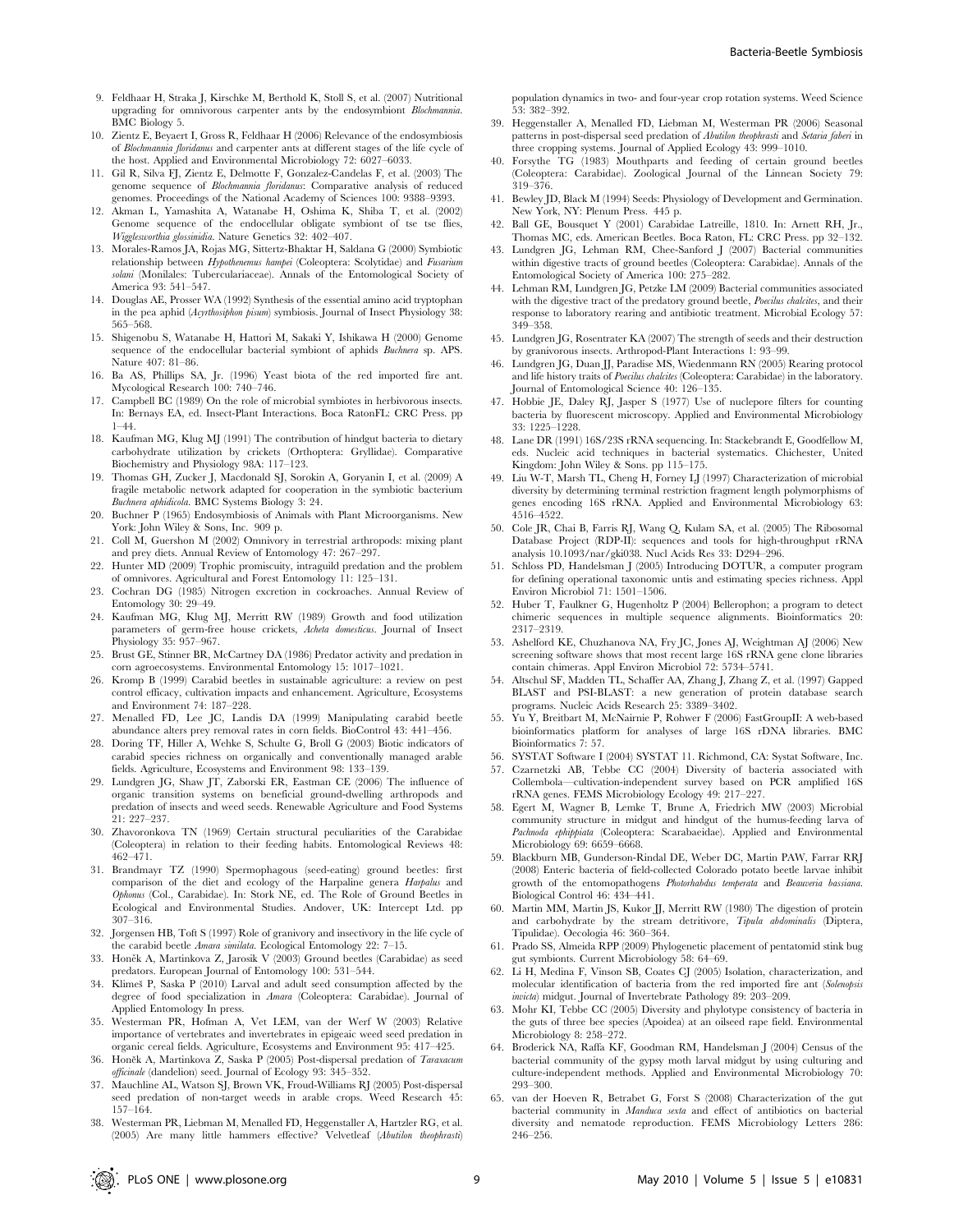9. Feldhaar H, Straka J, Kirschke M, Berthold K, Stoll S, et al. (2007) Nutritional upgrading for omnivorous carpenter ants by the endosymbiont *Blochmannia*. BMC Biology 5.
10. Zientz E, Beyaert I, Gross R, Feldhaar H (2006) Relevance of the endosymbiosis of *Blochmannia floridanus* and carpenter ants at different stages of the life cycle of the host. Applied and Environmental Microbiology 72: 6027–6033.
11. Gil R, Silva FJ, Zientz E, Delmotte F, Gonzalez-Candelas F, et al. (2003) The genome sequence of *Blochmannia floridanus*: Comparative analysis of reduced genomes. Proceedings of the National Academy of Sciences 100: 9388–9393.
12. Akman L, Yamashita A, Watanabe H, Oshima K, Shiba T, et al. (2002) Genome sequence of the endocellular obligate symbiont of tse tse flies, *Wigglesworthia glossinidia*. Nature Genetics 32: 402–407.
13. Morales-Ramos JA, Rojas MG, Sittertz-Bhaktar H, Saldana G (2000) Symbiotic relationship between *Hypothenemus hampei* (Coleoptera: Scolytidae) and *Fusarium solani* (Monilales: Tuberculariaceae). Annals of the Entomological Society of America 93: 541–547.
14. Douglas AE, Prosser WA (1992) Synthesis of the essential amino acid tryptophan in the pea aphid (*Acyrthosiphon pisum*) symbiosis. Journal of Insect Physiology 38: 565–568.
15. Shigenobu S, Watanabe H, Hattori M, Sakaki Y, Ishikawa H (2000) Genome sequence of the endocellular bacterial symbiont of aphids *Buchnera* sp. APS. Nature 407: 81–86.
16. Ba AS, Phillips SA, Jr. (1996) Yeast biota of the red imported fire ant. Mycological Research 100: 740–746.
17. Campbell BC (1989) On the role of microbial symbiotes in herbivorous insects. In: Bernays EA, ed. Insect-Plant Interactions. Boca RatonFL: CRC Press. pp 1–44.
18. Kaufman MG, Klug MJ (1991) The contribution of hindgut bacteria to dietary carbohydrate utilization by crickets (Orthoptera: Gryllidae). Comparative Biochemistry and Physiology 98A: 117–123.
19. Thomas GH, Zucker J, Macdonald SJ, Sorokin A, Goryanin I, et al. (2009) A fragile metabolic network adapted for cooperation in the symbiotic bacterium *Buchnera aphidicola*. BMC Systems Biology 3: 24.
20. Buchner P (1965) Endosymbiosis of Animals with Plant Microorganisms. New York: John Wiley & Sons, Inc. 909 p.
21. Coll M, Guershon M (2002) Omnivory in terrestrial arthropods: mixing plant and prey diets. Annual Review of Entomology 47: 267–297.
22. Hunter MD (2009) Trophic promiscuity, intraguild predation and the problem of omnivores. Agricultural and Forest Entomology 11: 125–131.
23. Cochran DG (1985) Nitrogen excretion in cockroaches. Annual Review of Entomology 30: 29–49.
24. Kaufman MG, Klug MJ, Merritt RW (1989) Growth and food utilization parameters of germ-free house crickets, *Acheta domesticus*. Journal of Insect Physiology 35: 957–967.
25. Brust GE, Stinner BR, McCartney DA (1986) Predator activity and predation in corn agroecosystems. Environmental Entomology 15: 1017–1021.
26. Kromp B (1999) Carabid beetles in sustainable agriculture: a review on pest control efficacy, cultivation impacts and enhancement. Agriculture, Ecosystems and Environment 74: 187–228.
27. Menalled FD, Lee JC, Landis DA (1999) Manipulating carabid beetle abundance alters prey removal rates in corn fields. BioControl 43: 441–456.
28. Doring TF, Hiller A, Wehke S, Schulte G, Broll G (2003) Biotic indicators of carabid species richness on organically and conventionally managed arable fields. Agriculture, Ecosystems and Environment 98: 133–139.
29. Lundgren JG, Shaw JT, Zaborski ER, Eastman CE (2006) The influence of organic transition systems on beneficial ground-dwelling arthropods and predation of insects and weed seeds. Renewable Agriculture and Food Systems 21: 227–237.
30. Zhavoronkova TN (1969) Certain structural peculiarities of the Carabidae (Coleoptera) in relation to their feeding habits. Entomological Reviews 48: 462–471.
31. Brandmayr TZ (1990) Spermophagous (seed-eating) ground beetles: first comparison of the diet and ecology of the Harpaline genera *Harpalus* and *Ophonus* (Col., Carabidae). In: Stork NE, ed. The Role of Ground Beetles in Ecological and Environmental Studies. Andover, UK: Intercept Ltd. pp 307–316.
32. Jorgensen HB, Toft S (1997) Role of granivory and insectivory in the life cycle of the carabid beetle *Amara similata*. Ecological Entomology 22: 7–15.
33. Honěk A, Martinkova Z, Jarosik V (2003) Ground beetles (Carabidae) as seed predators. European Journal of Entomology 100: 531–544.
34. Klimeš P, Saska P (2010) Larval and adult seed consumption affected by the degree of food specialization in *Amara* (Coleoptera: Carabidae). Journal of Applied Entomology In press.
35. Westerman PR, Hofman A, Vet LEM, van der Werf W (2003) Relative importance of vertebrates and invertebrates in epigeaic weed seed predation in organic cereal fields. Agriculture, Ecosystems and Environment 95: 417–425.
36. Honěk A, Martinkova Z, Saska P (2005) Post-dispersal predation of *Taraxacum officinale* (dandelion) seed. Journal of Ecology 93: 345–352.
37. Mauchline AL, Watson SJ, Brown VK, Froud-Williams RJ (2005) Post-dispersal seed predation of non-target weeds in arable crops. Weed Research 45: 157–164.
38. Westerman PR, Liebman M, Menalled FD, Heggenstaller A, Hartzler RG, et al. (2005) Are many little hammers effective? Velvetleaf (*Abutilon theophrasti*) population dynamics in two- and four-year crop rotation systems. Weed Science 53: 382–392.
39. Heggenstaller A, Menalled FD, Liebman M, Westerman PR (2006) Seasonal patterns in post-dispersal seed predation of *Abutilon theophrasti* and *Setaria faberi* in three cropping systems. Journal of Applied Ecology 43: 999–1010.
40. Forsythe TG (1983) Mouthparts and feeding of certain ground beetles (Coleoptera: Carabidae). Zoological Journal of the Linnean Society 79: 319–376.
41. Bewley JD, Black M (1994) Seeds: Physiology of Development and Germination. New York, NY: Plenum Press. 445 p.
42. Ball GE, Bousquet Y (2001) Carabidae Latreille, 1810. In: Arnett RH, Jr., Thomas MC, eds. American Beetles. Boca Raton, FL: CRC Press. pp 32–132.
43. Lundgren JG, Lehman RM, Chee-Sanford J (2007) Bacterial communities within digestive tracts of ground beetles (Coleoptera: Carabidae). Annals of the Entomological Society of America 100: 275–282.
44. Lehman RM, Lundgren JG, Petzke LM (2009) Bacterial communities associated with the digestive tract of the predatory ground beetle, *Poecilus chalcites*, and their response to laboratory rearing and antibiotic treatment. Microbial Ecology 57: 349–358.
45. Lundgren JG, Rosentrater KA (2007) The strength of seeds and their destruction by granivorous insects. Arthropod-Plant Interactions 1: 93–99.
46. Lundgren JG, Duan JJ, Paradise MS, Wiedenmann RN (2005) Rearing protocol and life history traits of *Poecilus chalcites* (Coleoptera: Carabidae) in the laboratory. Journal of Entomological Science 40: 126–135.
47. Hobbie JE, Daley RJ, Jasper S (1977) Use of nuclepore filters for counting bacteria by fluorescent microscopy. Applied and Environmental Microbiology 33: 1225–1228.
48. Lane DR (1991) 16S/23S rRNA sequencing. In: Stackebrandt E, Goodfellow M, eds. Nucleic acid techniques in bacterial systematics. Chichester, United Kingdom: John Wiley & Sons. pp 115–175.
49. Liu W-T, Marsh TL, Cheng H, Forney LJ (1997) Characterization of microbial diversity by determining terminal restriction fragment length polymorphisms of genes encoding 16S rRNA. Applied and Environmental Microbiology 63: 4516–4522.
50. Cole JR, Chai B, Farris RJ, Wang Q, Kulam SA, et al. (2005) The Ribosomal Database Project (RDP-II): sequences and tools for high-throughput rRNA analysis 10.1093/nar/gki038. Nucl Acids Res 33: D294–296.
51. Schloss PD, Handelsman J (2005) Introducing DOTUR, a computer program for defining operational taxonomic untis and estimating species richness. Appl Environ Microbiol 71: 1501–1506.
52. Huber T, Faulkner G, Hugenholtz P (2004) Bellerophon; a program to detect chimeric sequences in multiple sequence alignments. Bioinformatics 20: 2317–2319.
53. Ashelford KE, Chuzhanova NA, Fry JC, Jones AJ, Weightman AJ (2006) New screening software shows that most recent large 16S rRNA gene clone libraries contain chimeras. Appl Environ Microbiol 72: 5734–5741.
54. Altschul SF, Madden TL, Schaffer AA, Zhang J, Zhang Z, et al. (1997) Gapped BLAST and PSI-BLAST: a new generation of protein database search programs. Nucleic Acids Research 25: 3389–3402.
55. Yu Y, Breitbart M, McNairnie P, Rohwer F (2006) FastGroupII: A web-based bioinformatics platform for analyses of large 16S rDNA libraries. BMC Bioinformatics 7: 57.
56. SYSTAT Software I (2004) SYSTAT 11. Richmond, CA: Systat Software, Inc.
57. Czarnetzki AB, Tebbe CC (2004) Diversity of bacteria associated with Collembola—cultivation-independent survey based on PCR amplified 16S rRNA genes. FEMS Microbiology Ecology 49: 217–227.
58. Egert M, Wagner B, Lemke T, Brune A, Friedrich MW (2003) Microbial community structure in midgut and hindgut of the humus-feeding larva of *Pachnoda ephippiata* (Coleoptera: Scarabaeidae). Applied and Environmental Microbiology 69: 6659–6668.
59. Blackburn MB, Gunderson-Rindal DE, Weber DC, Martin PAW, Farrar RRJ (2008) Enteric bacteria of field-collected Colorado potato beetle larvae inhibit growth of the entomopathogens *Photorhabdus temperata* and *Beauveria bassiana*. Biological Control 46: 434–441.
60. Martin MM, Martin JS, Kukor JJ, Merritt RW (1980) The digestion of protein and carbohydrate by the stream detritivore, *Tipula abdominalis* (Diptera, Tipulidae). Oecologia 46: 360–364.
61. Prado SS, Almeida RPP (2009) Phylogenetic placement of pentatomid stink bug gut symbionts. Current Microbiology 58: 64–69.
62. Li H, Medina F, Vinson SB, Coates CJ (2005) Isolation, characterization, and molecular identification of bacteria from the red imported fire ant (*Solenopsis invicta*) midgut. Journal of Invertebrate Pathology 89: 203–209.
63. Mohr KI, Tebbe CC (2005) Diversity and phylotype consistency of bacteria in the guts of three bee species (Apoidea) at an oilseed rape field. Environmental Microbiology 8: 258–272.
64. Broderick NA, Raffa KF, Goodman RM, Handelsman J (2004) Census of the bacterial community of the gypsy moth larval midgut by using culturing and culture-independent methods. Applied and Environmental Microbiology 70: 293–300.
65. van der Hoeven R, Betrabet G, Forst S (2008) Characterization of the gut bacterial community in *Manduca sexta* and effect of antibiotics on bacterial diversity and nematode reproduction. FEMS Microbiology Letters 286: 246–256.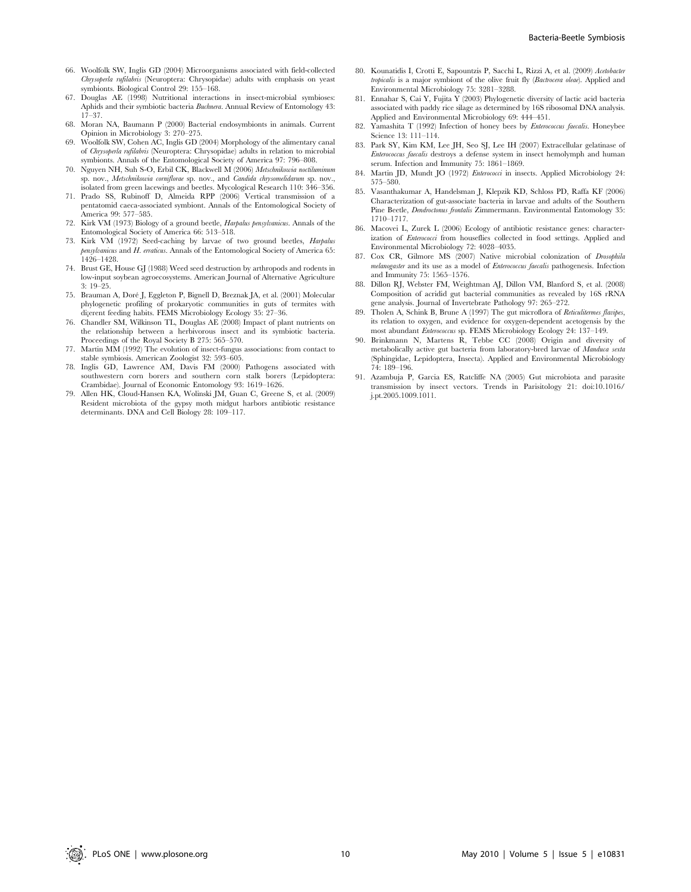66. Woolfolk SW, Inglis GD (2004) Microorganisms associated with field-collected *Chrysoperla rufilabris* (Neuroptera: Chrysopidae) adults with emphasis on yeast symbionts. Biological Control 29: 155–168.
67. Douglas AE (1998) Nutritional interactions in insect-microbial symbioses: Aphids and their symbiotic bacteria *Buchnera*. Annual Review of Entomology 43: 17–37.
68. Moran NA, Baumann P (2000) Bacterial endosymbionts in animals. Current Opinion in Microbiology 3: 270–275.
69. Woolfolk SW, Cohen AC, Inglis GD (2004) Morphology of the alimentary canal of *Chrysoperla rufilabris* (Neuroptera: Chrysopidae) adults in relation to microbial symbionts. Annals of the Entomological Society of America 97: 796–808.
70. Nguyen NH, Suh S-O, Erbil CK, Blackwell M (2006) *Metschnikowia noctiluminum* sp. nov., *Metschnikowia corniflorae* sp. nov., and *Candida chrysomelidarum* sp. nov., isolated from green lacewings and beetles. Mycological Research 110: 346–356.
71. Prado SS, Rubinoff D, Almeida RPP (2006) Vertical transmission of a pentatomid caeca-associated symbiont. Annals of the Entomological Society of America 99: 577–585.
72. Kirk VM (1973) Biology of a ground beetle, *Harpalus pensylvanicus*. Annals of the Entomological Society of America 66: 513–518.
73. Kirk VM (1972) Seed-caching by larvae of two ground beetles, *Harpalus pensylvanicus* and *H. erraticus*. Annals of the Entomological Society of America 65: 1426–1428.
74. Brust GE, House GJ (1988) Weed seed destruction by arthropods and rodents in low-input soybean agroecosystems. American Journal of Alternative Agriculture 3: 19–25.
75. Brauman A, Doré J, Eggleton P, Bignell D, Breznak JA, et al. (2001) Molecular phylogenetic profiling of prokaryotic communities in guts of termites with diȷerent feeding habits. FEMS Microbiology Ecology 35: 27–36.
76. Chandler SM, Wilkinson TL, Douglas AE (2008) Impact of plant nutrients on the relationship between a herbivorous insect and its symbiotic bacteria. Proceedings of the Royal Society B 275: 565–570.
77. Martin MM (1992) The evolution of insect-fungus associations: from contact to stable symbiosis. American Zoologist 32: 593–605.
78. Inglis GD, Lawrence AM, Davis FM (2000) Pathogens associated with southwestern corn borers and southern corn stalk borers (Lepidoptera: Crambidae). Journal of Economic Entomology 93: 1619–1626.
79. Allen HK, Cloud-Hansen KA, Wolinski JM, Guan C, Greene S, et al. (2009) Resident microbiota of the gypsy moth midgut harbors antibiotic resistance determinants. DNA and Cell Biology 28: 109–117.
80. Kounatidis I, Crotti E, Sapountzis P, Sacchi L, Rizzi A, et al. (2009) *Acetobacter tropicalis* is a major symbiont of the olive fruit fly (*Bactrocera oleae*). Applied and Environmental Microbiology 75: 3281–3288.
81. Ennahar S, Cai Y, Fujita Y (2003) Phylogenetic diversity of lactic acid bacteria associated with paddy rice silage as determined by 16S ribosomal DNA analysis. Applied and Environmental Microbiology 69: 444–451.
82. Yamashita T (1992) Infection of honey bees by *Enterococcus faecalis*. Honeybee Science 13: 111–114.
83. Park SY, Kim KM, Lee JH, Seo SJ, Lee IH (2007) Extracellular gelatinase of *Enterococcus faecalis* destroys a defense system in insect hemolymph and human serum. Infection and Immunity 75: 1861–1869.
84. Martin JD, Mundt JO (1972) *Enterococci* in insects. Applied Microbiology 24: 575–580.
85. Vasanthakumar A, Handelsman J, Klepzik KD, Schloss PD, Raffa KF (2006) Characterization of gut-associate bacteria in larvae and adults of the Southern Pine Beetle, *Dendroctonus frontalis* Zimmermann. Environmental Entomology 35: 1710–1717.
86. Macovei L, Zurek L (2006) Ecology of antibiotic resistance genes: characterization of *Enterococci* from houseflies collected in food settings. Applied and Environmental Microbiology 72: 4028–4035.
87. Cox CR, Gilmore MS (2007) Native microbial colonization of *Drosophila melanogaster* and its use as a model of *Enterococcus faecalis* pathogenesis. Infection and Immunity 75: 1565–1576.
88. Dillon RJ, Webster FM, Weightman AJ, Dillon VM, Blanford S, et al. (2008) Composition of acridid gut bacterial communities as revealed by 16S rRNA gene analysis. Journal of Invertebrate Pathology 97: 265–272.
89. Tholen A, Schink B, Brune A (1997) The gut microflora of *Reticulitermes flavipes*, its relation to oxygen, and evidence for oxygen-dependent acetogensis by the most abundant *Enterococcus* sp. FEMS Microbiology Ecology 24: 137–149.
90. Brinkmann N, Martens R, Tebbe CC (2008) Origin and diversity of metabolically active gut bacteria from laboratory-bred larvae of *Manduca sexta* (Sphingidae, Lepidoptera, Insecta). Applied and Environmental Microbiology 74: 189–196.
91. Azambuja P, Garcia ES, Ratcliffe NA (2005) Gut microbiota and parasite transmission by insect vectors. Trends in Parisitology 21: doi:10.1016/j.pt.2005.1009.1011.